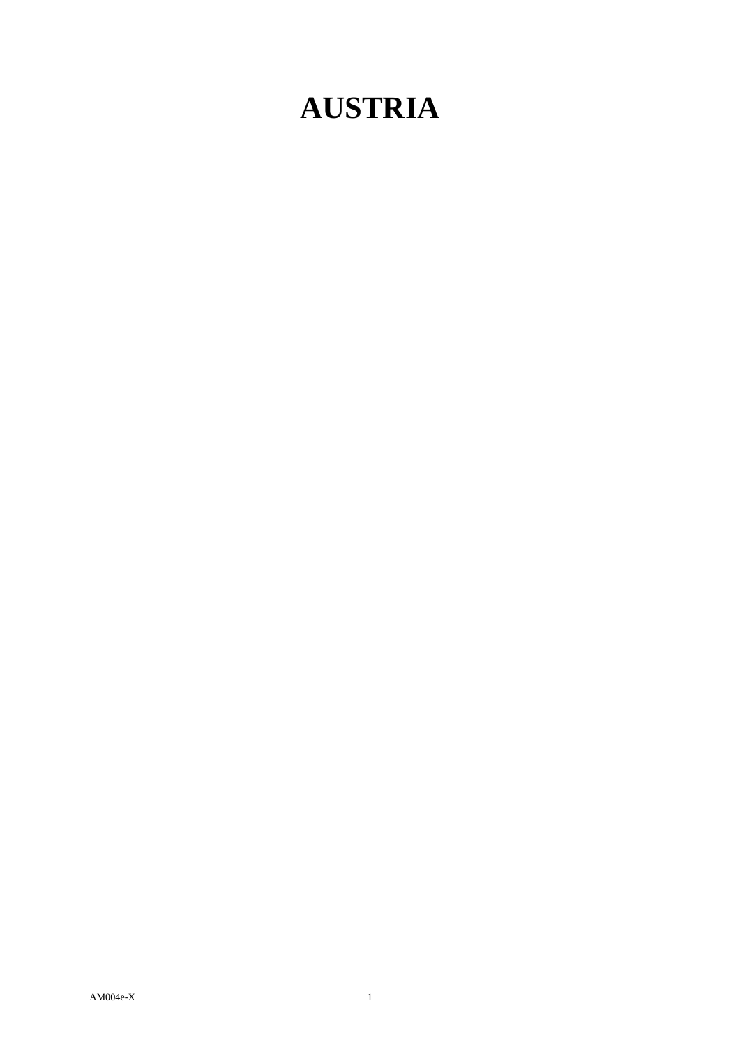# AUSTRIA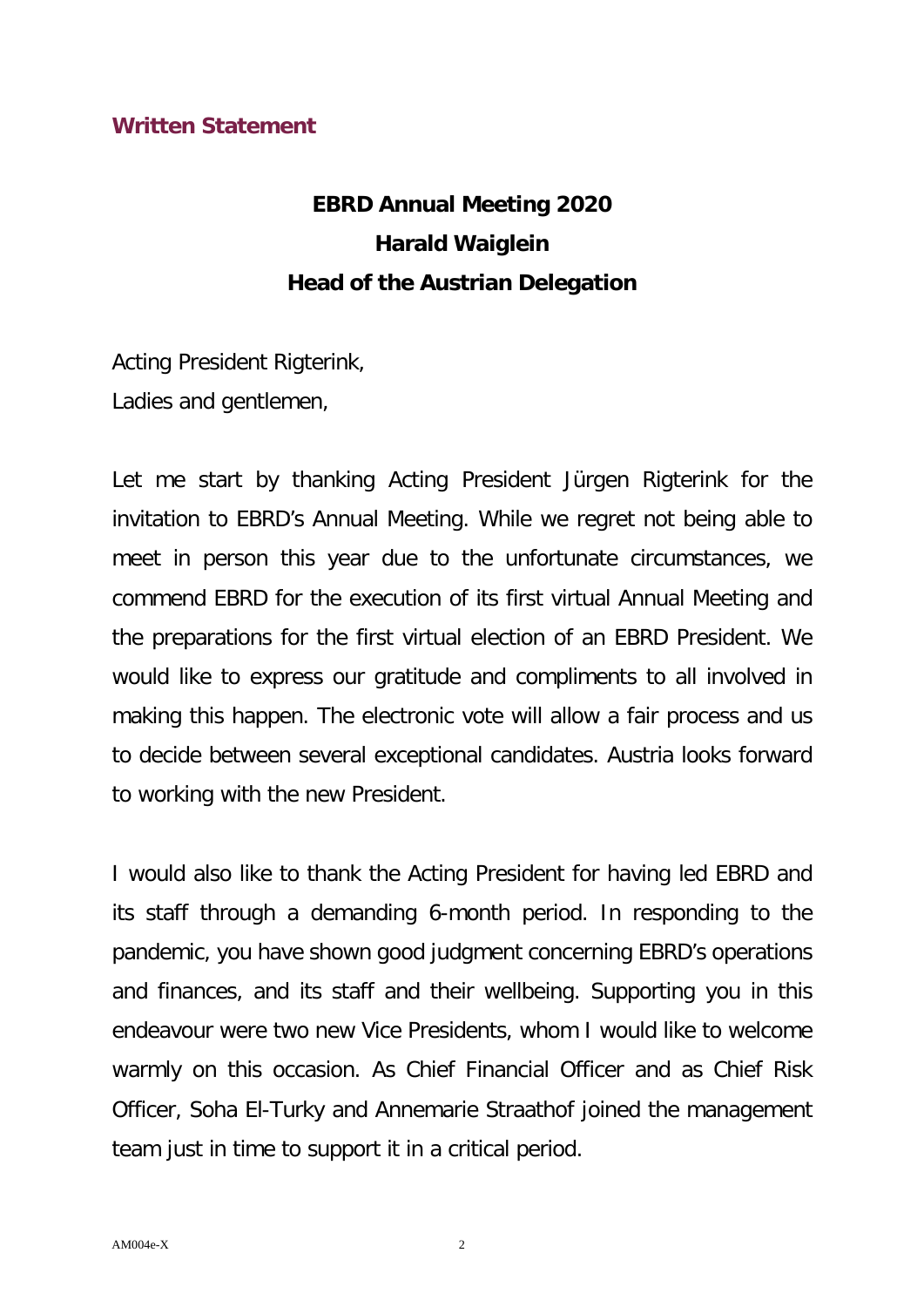**Written Statement**

**EBRD Annual Meeting 2020**
**Harald Waiglein**
**Head of the Austrian Delegation**

Acting President Rigterink,
Ladies and gentlemen,

Let me start by thanking Acting President Jürgen Rigterink for the invitation to EBRD's Annual Meeting. While we regret not being able to meet in person this year due to the unfortunate circumstances, we commend EBRD for the execution of its first virtual Annual Meeting and the preparations for the first virtual election of an EBRD President. We would like to express our gratitude and compliments to all involved in making this happen. The electronic vote will allow a fair process and us to decide between several exceptional candidates. Austria looks forward to working with the new President.

I would also like to thank the Acting President for having led EBRD and its staff through a demanding 6-month period. In responding to the pandemic, you have shown good judgment concerning EBRD's operations and finances, and its staff and their wellbeing. Supporting you in this endeavour were two new Vice Presidents, whom I would like to welcome warmly on this occasion. As Chief Financial Officer and as Chief Risk Officer, Soha El-Turky and Annemarie Straathof joined the management team just in time to support it in a critical period.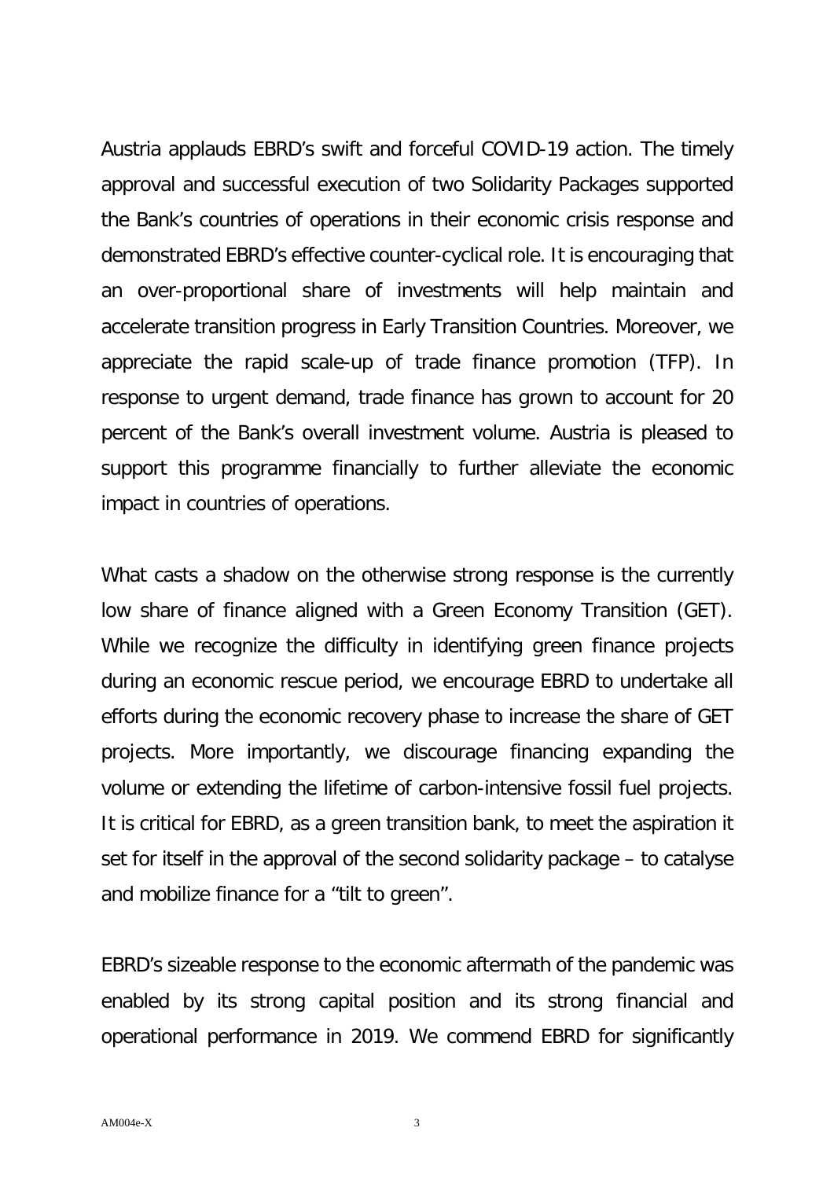Austria applauds EBRD's swift and forceful COVID-19 action. The timely approval and successful execution of two Solidarity Packages supported the Bank's countries of operations in their economic crisis response and demonstrated EBRD's effective counter-cyclical role. It is encouraging that an over-proportional share of investments will help maintain and accelerate transition progress in Early Transition Countries. Moreover, we appreciate the rapid scale-up of trade finance promotion (TFP). In response to urgent demand, trade finance has grown to account for 20 percent of the Bank's overall investment volume. Austria is pleased to support this programme financially to further alleviate the economic impact in countries of operations.

What casts a shadow on the otherwise strong response is the currently low share of finance aligned with a Green Economy Transition (GET). While we recognize the difficulty in identifying green finance projects during an economic rescue period, we encourage EBRD to undertake all efforts during the economic recovery phase to increase the share of GET projects. More importantly, we discourage financing expanding the volume or extending the lifetime of carbon-intensive fossil fuel projects. It is critical for EBRD, as a green transition bank, to meet the aspiration it set for itself in the approval of the second solidarity package – to catalyse and mobilize finance for a "tilt to green".

EBRD's sizeable response to the economic aftermath of the pandemic was enabled by its strong capital position and its strong financial and operational performance in 2019. We commend EBRD for significantly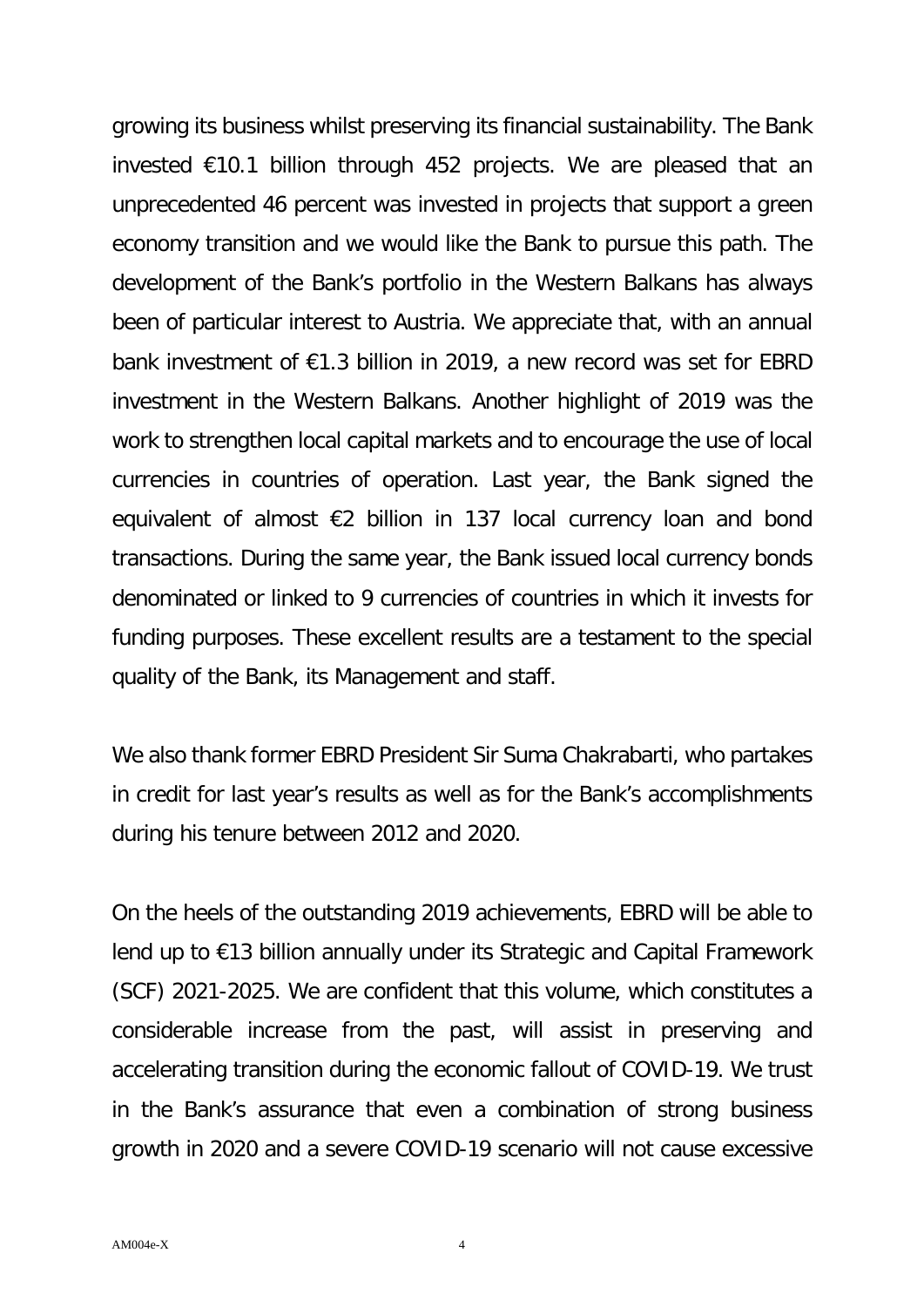growing its business whilst preserving its financial sustainability. The Bank invested €10.1 billion through 452 projects. We are pleased that an unprecedented 46 percent was invested in projects that support a green economy transition and we would like the Bank to pursue this path. The development of the Bank's portfolio in the Western Balkans has always been of particular interest to Austria. We appreciate that, with an annual bank investment of €1.3 billion in 2019, a new record was set for EBRD investment in the Western Balkans. Another highlight of 2019 was the work to strengthen local capital markets and to encourage the use of local currencies in countries of operation. Last year, the Bank signed the equivalent of almost €2 billion in 137 local currency loan and bond transactions. During the same year, the Bank issued local currency bonds denominated or linked to 9 currencies of countries in which it invests for funding purposes. These excellent results are a testament to the special quality of the Bank, its Management and staff.

We also thank former EBRD President Sir Suma Chakrabarti, who partakes in credit for last year's results as well as for the Bank's accomplishments during his tenure between 2012 and 2020.

On the heels of the outstanding 2019 achievements, EBRD will be able to lend up to €13 billion annually under its Strategic and Capital Framework (SCF) 2021-2025. We are confident that this volume, which constitutes a considerable increase from the past, will assist in preserving and accelerating transition during the economic fallout of COVID-19. We trust in the Bank's assurance that even a combination of strong business growth in 2020 and a severe COVID-19 scenario will not cause excessive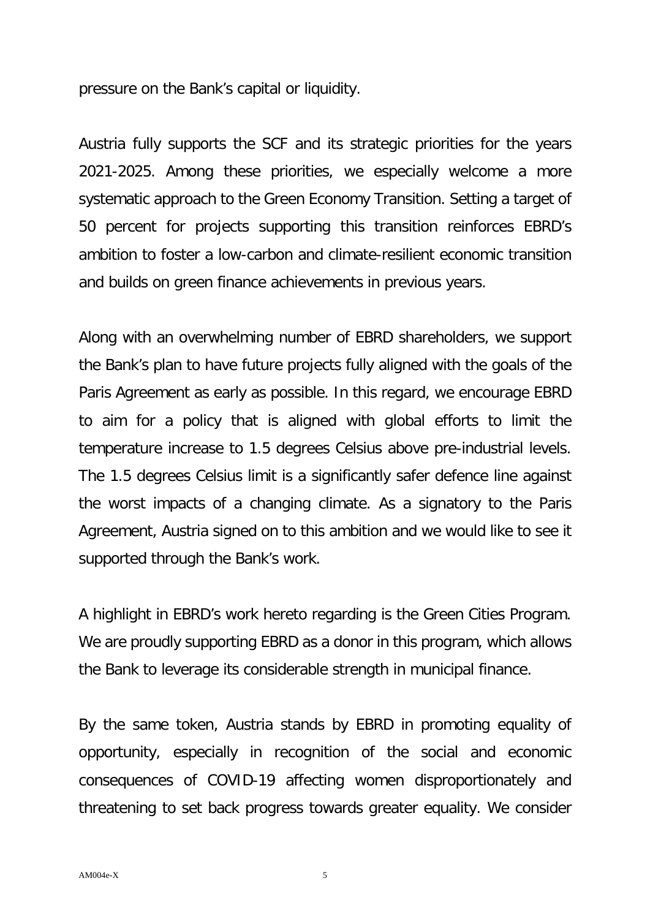pressure on the Bank's capital or liquidity.

Austria fully supports the SCF and its strategic priorities for the years 2021-2025. Among these priorities, we especially welcome a more systematic approach to the Green Economy Transition. Setting a target of 50 percent for projects supporting this transition reinforces EBRD's ambition to foster a low-carbon and climate-resilient economic transition and builds on green finance achievements in previous years.

Along with an overwhelming number of EBRD shareholders, we support the Bank's plan to have future projects fully aligned with the goals of the Paris Agreement as early as possible. In this regard, we encourage EBRD to aim for a policy that is aligned with global efforts to limit the temperature increase to 1.5 degrees Celsius above pre-industrial levels. The 1.5 degrees Celsius limit is a significantly safer defence line against the worst impacts of a changing climate. As a signatory to the Paris Agreement, Austria signed on to this ambition and we would like to see it supported through the Bank's work.

A highlight in EBRD's work hereto regarding is the Green Cities Program. We are proudly supporting EBRD as a donor in this program, which allows the Bank to leverage its considerable strength in municipal finance.

By the same token, Austria stands by EBRD in promoting equality of opportunity, especially in recognition of the social and economic consequences of COVID-19 affecting women disproportionately and threatening to set back progress towards greater equality. We consider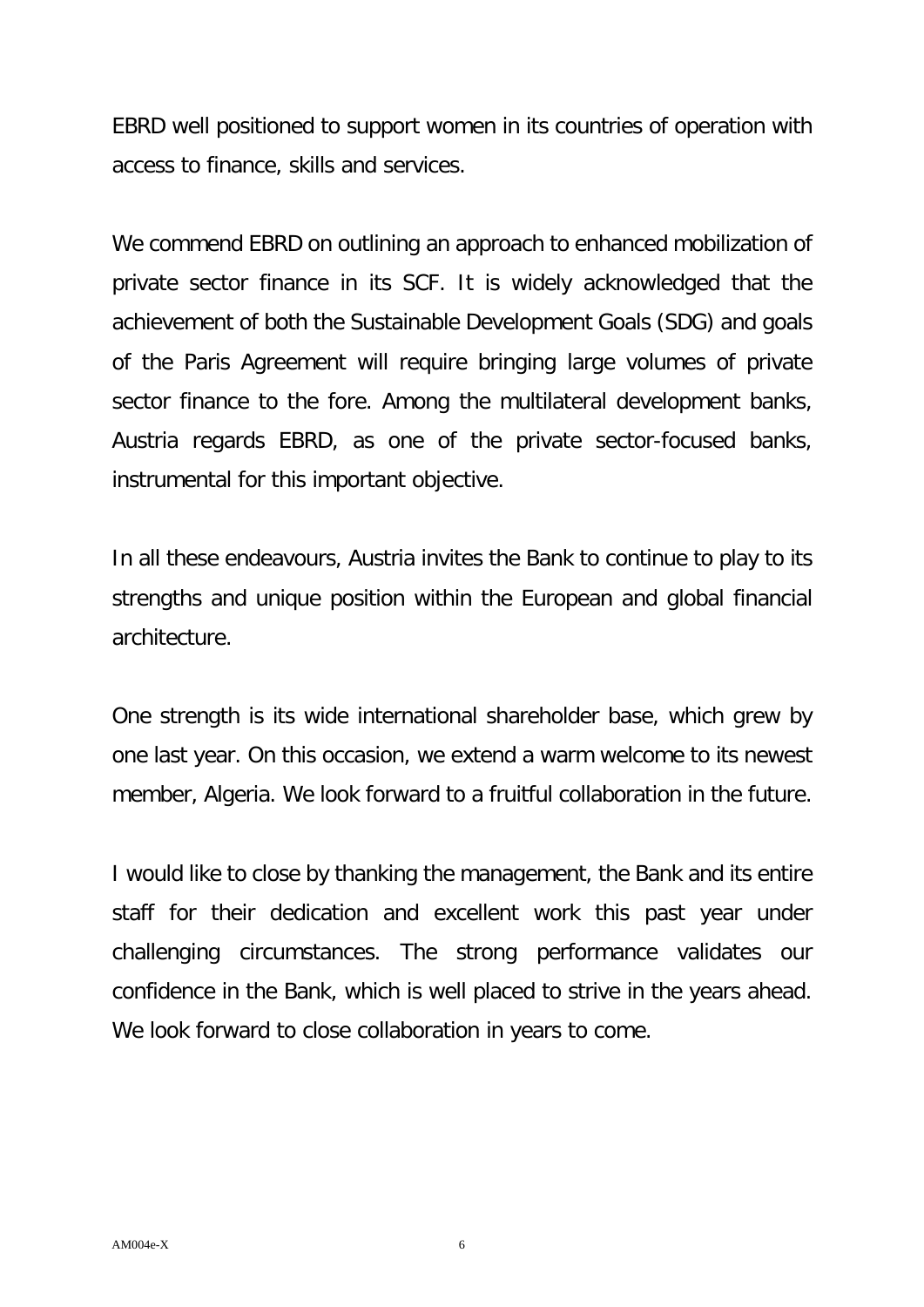EBRD well positioned to support women in its countries of operation with access to finance, skills and services.

We commend EBRD on outlining an approach to enhanced mobilization of private sector finance in its SCF. It is widely acknowledged that the achievement of both the Sustainable Development Goals (SDG) and goals of the Paris Agreement will require bringing large volumes of private sector finance to the fore. Among the multilateral development banks, Austria regards EBRD, as one of the private sector-focused banks, instrumental for this important objective.

In all these endeavours, Austria invites the Bank to continue to play to its strengths and unique position within the European and global financial architecture.

One strength is its wide international shareholder base, which grew by one last year. On this occasion, we extend a warm welcome to its newest member, Algeria. We look forward to a fruitful collaboration in the future.

I would like to close by thanking the management, the Bank and its entire staff for their dedication and excellent work this past year under challenging circumstances. The strong performance validates our confidence in the Bank, which is well placed to strive in the years ahead. We look forward to close collaboration in years to come.